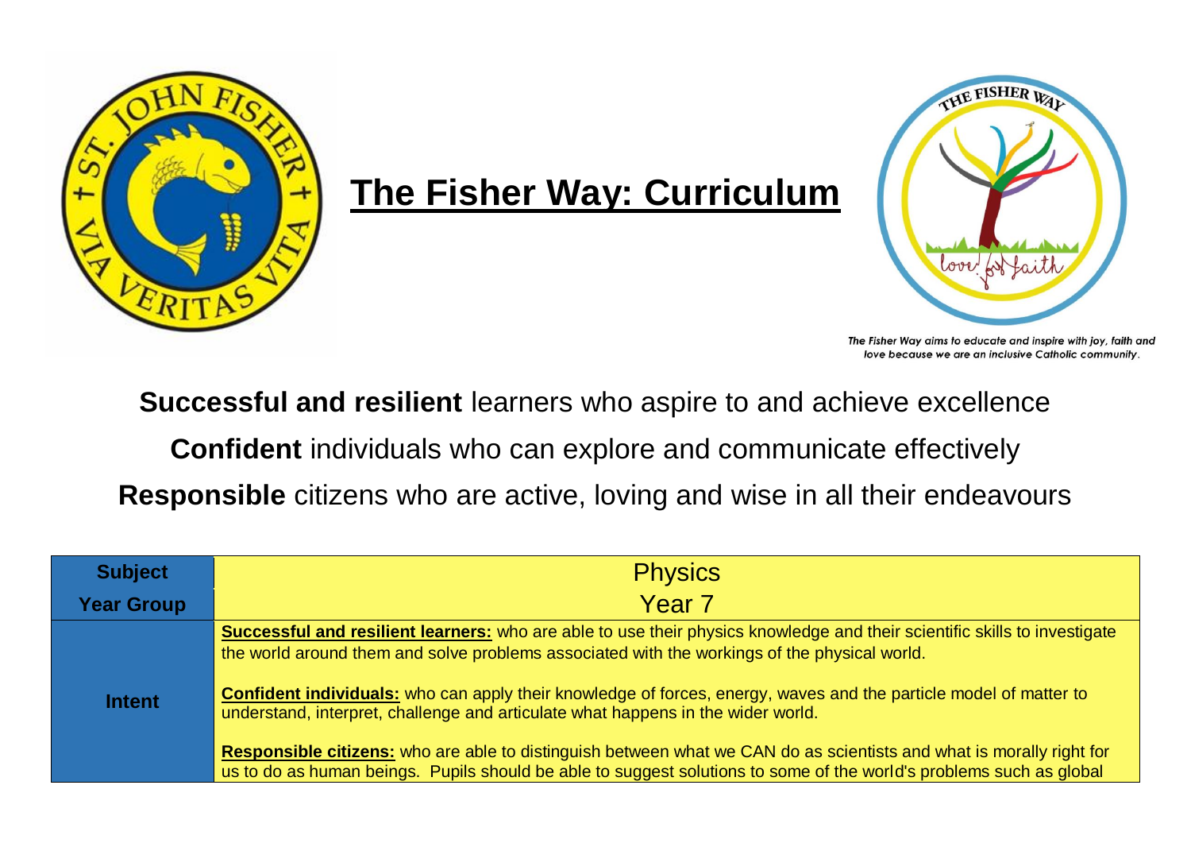# The Fisher Way: Curriculum

*The Fisher Way aims to educate and inspire with joy, faith and love because we are an inclusive Catholic community.*

**Successful and resilient** learners who aspire to and achieve excellence

**Confident** individuals who can explore and communicate effectively

**Responsible** citizens who are active, loving and wise in all their endeavours

| **Subject** | Physics |
|---|---|
| **Year Group** | Year 7 |
| **Intent** | **Successful and resilient learners:** who are able to use their physics knowledge and their scientific skills to investigate the world around them and solve problems associated with the workings of the physical world.<br><br>**Confident individuals:** who can apply their knowledge of forces, energy, waves and the particle model of matter to understand, interpret, challenge and articulate what happens in the wider world.<br><br>**Responsible citizens:** who are able to distinguish between what we CAN do as scientists and what is morally right for us to do as human beings. Pupils should be able to suggest solutions to some of the world's problems such as global |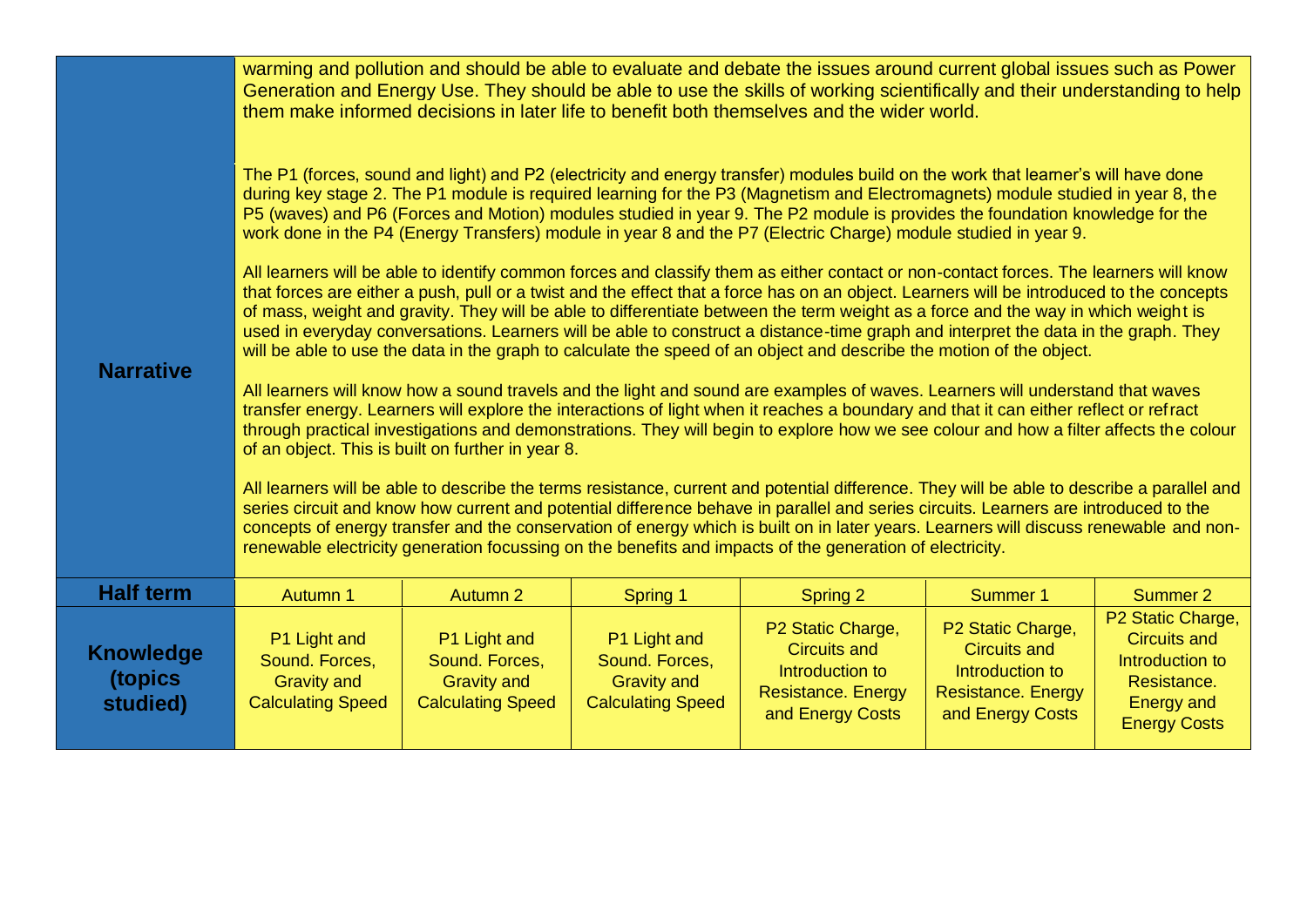| | | | | | | |
|---|---|---|---|---|---|---|
| **Narrative** | warming and pollution and should be able to evaluate and debate the issues around current global issues such as Power Generation and Energy Use. They should be able to use the skills of working scientifically and their understanding to help them make informed decisions in later life to benefit both themselves and the wider world.<br><br>The P1 (forces, sound and light) and P2 (electricity and energy transfer) modules build on the work that learner's will have done during key stage 2. The P1 module is required learning for the P3 (Magnetism and Electromagnets) module studied in year 8, the P5 (waves) and P6 (Forces and Motion) modules studied in year 9. The P2 module is provides the foundation knowledge for the work done in the P4 (Energy Transfers) module in year 8 and the P7 (Electric Charge) module studied in year 9.<br><br>All learners will be able to identify common forces and classify them as either contact or non-contact forces. The learners will know that forces are either a push, pull or a twist and the effect that a force has on an object. Learners will be introduced to the concepts of mass, weight and gravity. They will be able to differentiate between the term weight as a force and the way in which weight is used in everyday conversations. Learners will be able to construct a distance-time graph and interpret the data in the graph. They will be able to use the data in the graph to calculate the speed of an object and describe the motion of the object.<br><br>All learners will know how a sound travels and the light and sound are examples of waves. Learners will understand that waves transfer energy. Learners will explore the interactions of light when it reaches a boundary and that it can either reflect or refract through practical investigations and demonstrations. They will begin to explore how we see colour and how a filter affects the colour of an object. This is built on further in year 8.<br><br>All learners will be able to describe the terms resistance, current and potential difference. They will be able to describe a parallel and series circuit and know how current and potential difference behave in parallel and series circuits. Learners are introduced to the concepts of energy transfer and the conservation of energy which is built on in later years. Learners will discuss renewable and non-renewable electricity generation focussing on the benefits and impacts of the generation of electricity. | | | | | |
| **Half term** | Autumn 1 | Autumn 2 | Spring 1 | Spring 2 | Summer 1 | Summer 2 |
| **Knowledge (topics studied)** | P1 Light and Sound. Forces, Gravity and Calculating Speed | P1 Light and Sound. Forces, Gravity and Calculating Speed | P1 Light and Sound. Forces, Gravity and Calculating Speed | P2 Static Charge, Circuits and Introduction to Resistance. Energy and Energy Costs | P2 Static Charge, Circuits and Introduction to Resistance. Energy and Energy Costs | P2 Static Charge, Circuits and Introduction to Resistance. Energy and Energy Costs |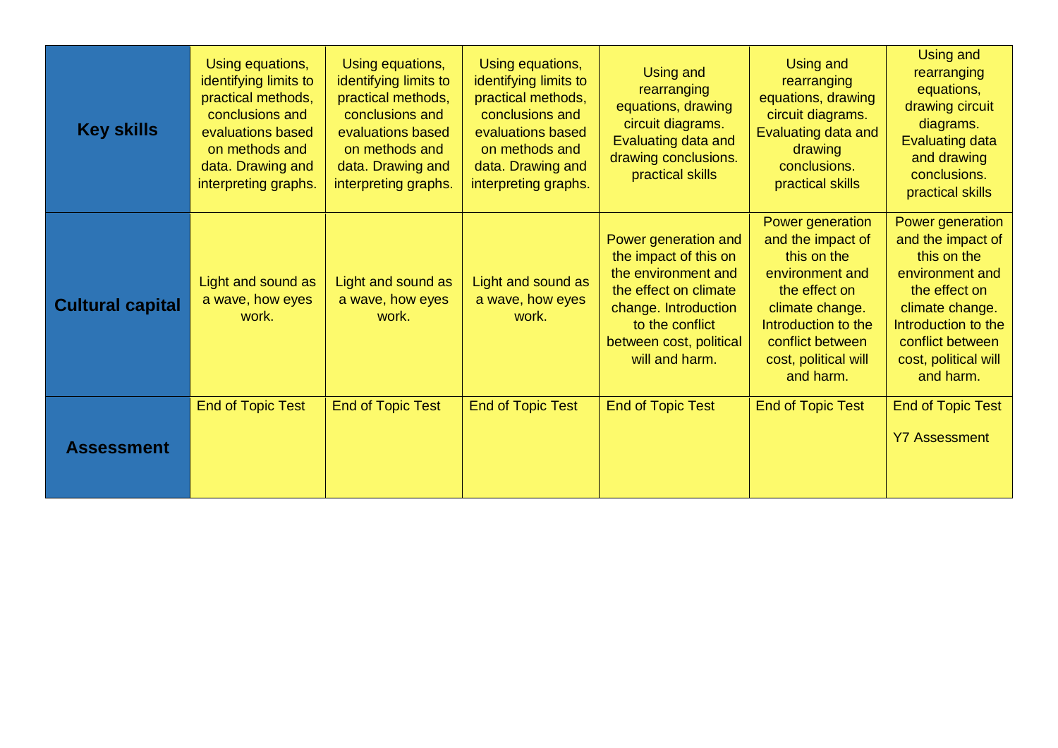| | | | | | | |
|---|---|---|---|---|---|---|
| **Key skills** | Using equations, identifying limits to practical methods, conclusions and evaluations based on methods and data. Drawing and interpreting graphs. | Using equations, identifying limits to practical methods, conclusions and evaluations based on methods and data. Drawing and interpreting graphs. | Using equations, identifying limits to practical methods, conclusions and evaluations based on methods and data. Drawing and interpreting graphs. | Using and rearranging equations, drawing circuit diagrams. Evaluating data and drawing conclusions. practical skills | Using and rearranging equations, drawing circuit diagrams. Evaluating data and drawing conclusions. practical skills | Using and rearranging equations, drawing circuit diagrams. Evaluating data and drawing conclusions. practical skills |
| **Cultural capital** | Light and sound as a wave, how eyes work. | Light and sound as a wave, how eyes work. | Light and sound as a wave, how eyes work. | Power generation and the impact of this on the environment and the effect on climate change. Introduction to the conflict between cost, political will and harm. | Power generation and the impact of this on the environment and the effect on climate change. Introduction to the conflict between cost, political will and harm. | Power generation and the impact of this on the environment and the effect on climate change. Introduction to the conflict between cost, political will and harm. |
| **Assessment** | End of Topic Test | End of Topic Test | End of Topic Test | End of Topic Test | End of Topic Test | End of Topic Test<br><br>Y7 Assessment |